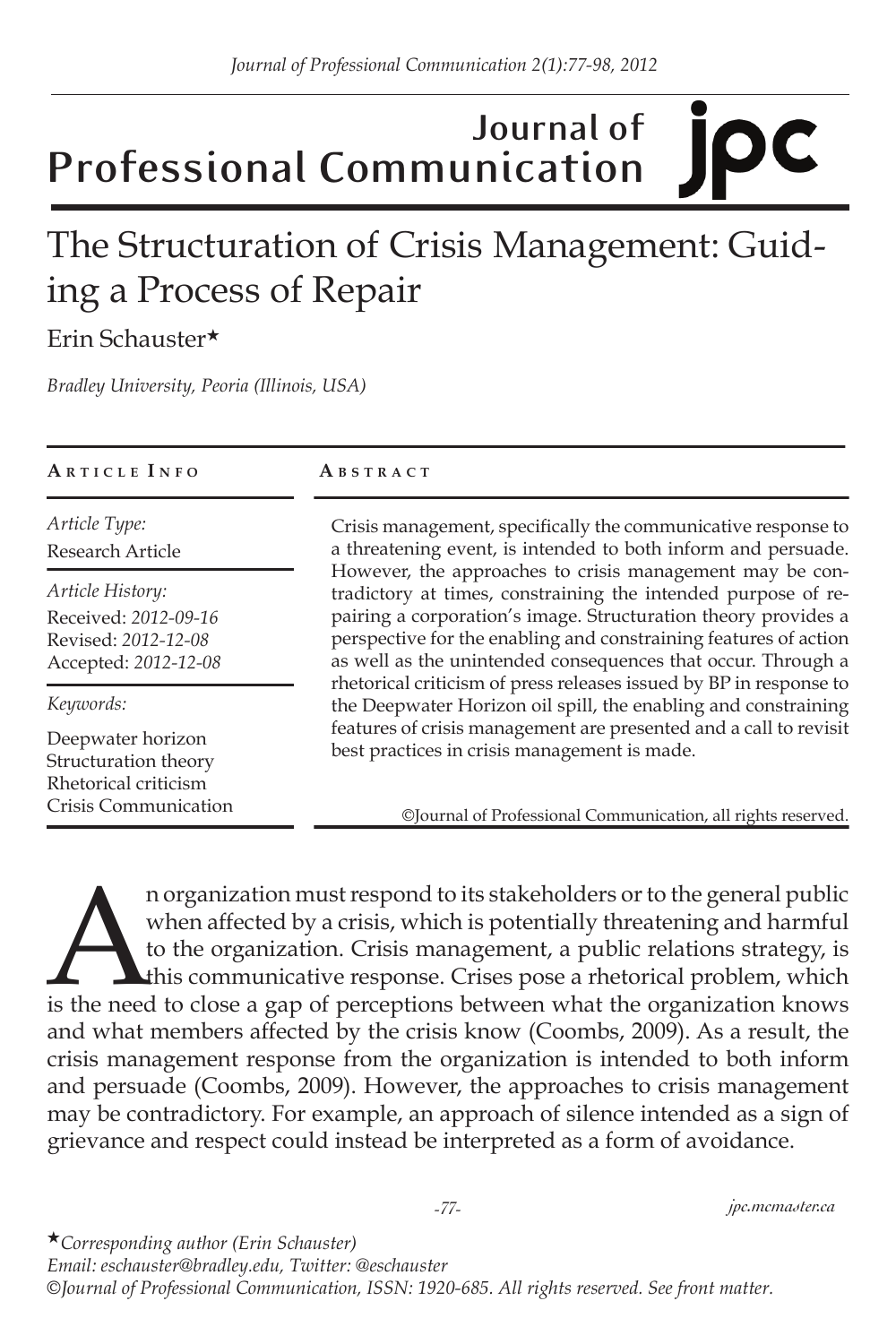# Journal of Professional Communication

# The Structuration of Crisis Management: Guiding a Process of Repair

Erin Schauster★

*Bradley University, Peoria (Illinois, USA)*

**Article Info**

*Article Type:*
Research Article

*Article History:*
Received: *2012-09-16*
Revised: *2012-12-08*
Accepted: *2012-12-08*

*Keywords:*
Deepwater horizon
Structuration theory
Rhetorical criticism
Crisis Communication

**Abstract**

Crisis management, specifically the communicative response to a threatening event, is intended to both inform and persuade. However, the approaches to crisis management may be contradictory at times, constraining the intended purpose of repairing a corporation's image. Structuration theory provides a perspective for the enabling and constraining features of action as well as the unintended consequences that occur. Through a rhetorical criticism of press releases issued by BP in response to the Deepwater Horizon oil spill, the enabling and constraining features of crisis management are presented and a call to revisit best practices in crisis management is made.

©Journal of Professional Communication, all rights reserved.

An organization must respond to its stakeholders or to the general public when affected by a crisis, which is potentially threatening and harmful to the organization. Crisis management, a public relations strategy, is this communicative response. Crises pose a rhetorical problem, which is the need to close a gap of perceptions between what the organization knows and what members affected by the crisis know (Coombs, 2009). As a result, the crisis management response from the organization is intended to both inform and persuade (Coombs, 2009). However, the approaches to crisis management may be contradictory. For example, an approach of silence intended as a sign of grievance and respect could instead be interpreted as a form of avoidance.

★*Corresponding author (Erin Schauster)*
*Email: eschauster@bradley.edu, Twitter: @eschauster*
*©Journal of Professional Communication, ISSN: 1920-685. All rights reserved. See front matter.*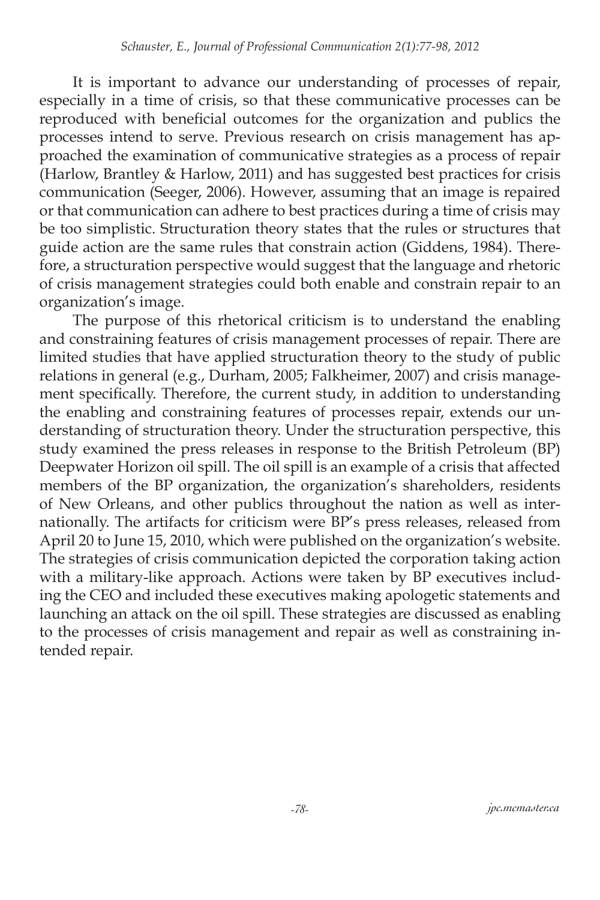It is important to advance our understanding of processes of repair, especially in a time of crisis, so that these communicative processes can be reproduced with beneficial outcomes for the organization and publics the processes intend to serve. Previous research on crisis management has approached the examination of communicative strategies as a process of repair (Harlow, Brantley & Harlow, 2011) and has suggested best practices for crisis communication (Seeger, 2006). However, assuming that an image is repaired or that communication can adhere to best practices during a time of crisis may be too simplistic. Structuration theory states that the rules or structures that guide action are the same rules that constrain action (Giddens, 1984). Therefore, a structuration perspective would suggest that the language and rhetoric of crisis management strategies could both enable and constrain repair to an organization's image.

The purpose of this rhetorical criticism is to understand the enabling and constraining features of crisis management processes of repair. There are limited studies that have applied structuration theory to the study of public relations in general (e.g., Durham, 2005; Falkheimer, 2007) and crisis management specifically. Therefore, the current study, in addition to understanding the enabling and constraining features of processes repair, extends our understanding of structuration theory. Under the structuration perspective, this study examined the press releases in response to the British Petroleum (BP) Deepwater Horizon oil spill. The oil spill is an example of a crisis that affected members of the BP organization, the organization's shareholders, residents of New Orleans, and other publics throughout the nation as well as internationally. The artifacts for criticism were BP's press releases, released from April 20 to June 15, 2010, which were published on the organization's website. The strategies of crisis communication depicted the corporation taking action with a military-like approach. Actions were taken by BP executives including the CEO and included these executives making apologetic statements and launching an attack on the oil spill. These strategies are discussed as enabling to the processes of crisis management and repair as well as constraining intended repair.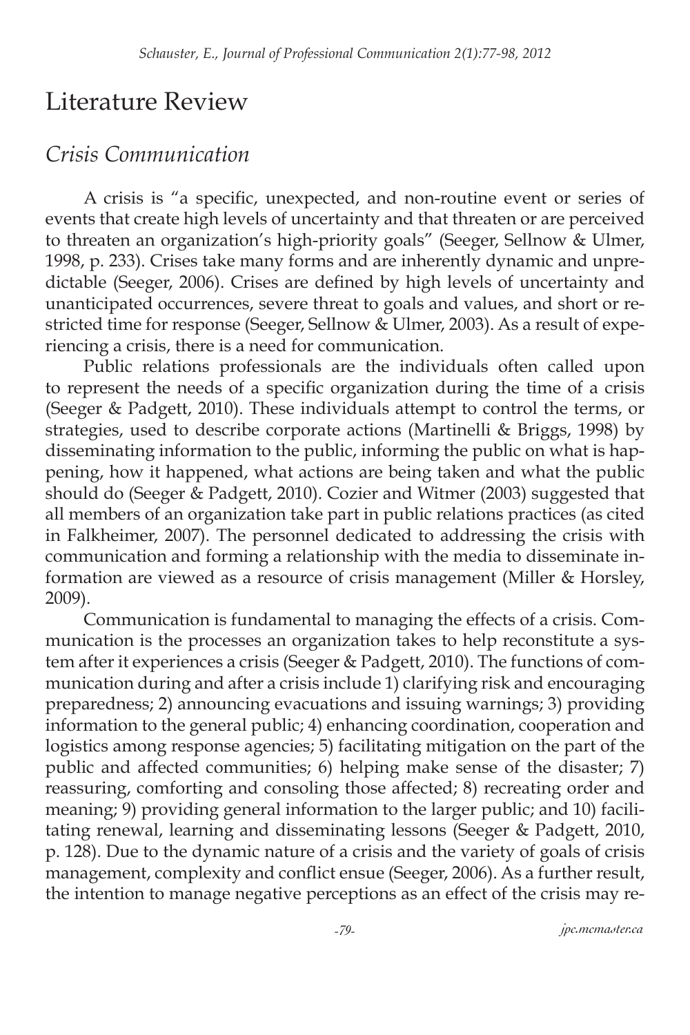# Literature Review

## *Crisis Communication*

A crisis is "a specific, unexpected, and non-routine event or series of events that create high levels of uncertainty and that threaten or are perceived to threaten an organization's high-priority goals" (Seeger, Sellnow & Ulmer, 1998, p. 233). Crises take many forms and are inherently dynamic and unpredictable (Seeger, 2006). Crises are defined by high levels of uncertainty and unanticipated occurrences, severe threat to goals and values, and short or restricted time for response (Seeger, Sellnow & Ulmer, 2003). As a result of experiencing a crisis, there is a need for communication.

Public relations professionals are the individuals often called upon to represent the needs of a specific organization during the time of a crisis (Seeger & Padgett, 2010). These individuals attempt to control the terms, or strategies, used to describe corporate actions (Martinelli & Briggs, 1998) by disseminating information to the public, informing the public on what is happening, how it happened, what actions are being taken and what the public should do (Seeger & Padgett, 2010). Cozier and Witmer (2003) suggested that all members of an organization take part in public relations practices (as cited in Falkheimer, 2007). The personnel dedicated to addressing the crisis with communication and forming a relationship with the media to disseminate information are viewed as a resource of crisis management (Miller & Horsley, 2009).

Communication is fundamental to managing the effects of a crisis. Communication is the processes an organization takes to help reconstitute a system after it experiences a crisis (Seeger & Padgett, 2010). The functions of communication during and after a crisis include 1) clarifying risk and encouraging preparedness; 2) announcing evacuations and issuing warnings; 3) providing information to the general public; 4) enhancing coordination, cooperation and logistics among response agencies; 5) facilitating mitigation on the part of the public and affected communities; 6) helping make sense of the disaster; 7) reassuring, comforting and consoling those affected; 8) recreating order and meaning; 9) providing general information to the larger public; and 10) facilitating renewal, learning and disseminating lessons (Seeger & Padgett, 2010, p. 128). Due to the dynamic nature of a crisis and the variety of goals of crisis management, complexity and conflict ensue (Seeger, 2006). As a further result, the intention to manage negative perceptions as an effect of the crisis may re-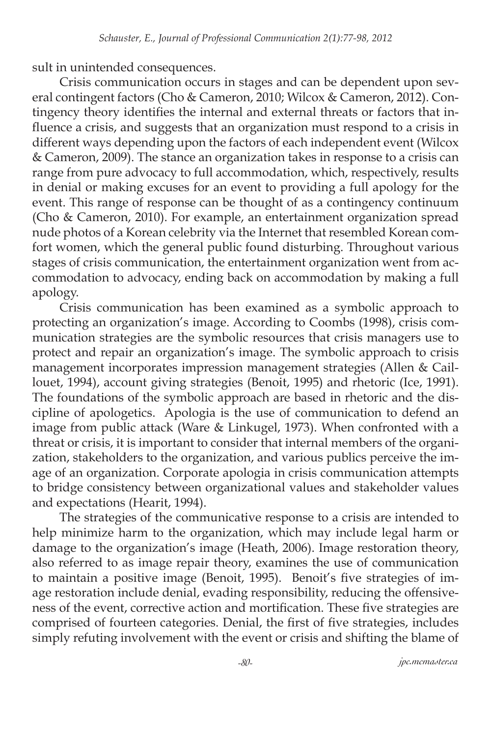sult in unintended consequences.

Crisis communication occurs in stages and can be dependent upon several contingent factors (Cho & Cameron, 2010; Wilcox & Cameron, 2012). Contingency theory identifies the internal and external threats or factors that influence a crisis, and suggests that an organization must respond to a crisis in different ways depending upon the factors of each independent event (Wilcox & Cameron, 2009). The stance an organization takes in response to a crisis can range from pure advocacy to full accommodation, which, respectively, results in denial or making excuses for an event to providing a full apology for the event. This range of response can be thought of as a contingency continuum (Cho & Cameron, 2010). For example, an entertainment organization spread nude photos of a Korean celebrity via the Internet that resembled Korean comfort women, which the general public found disturbing. Throughout various stages of crisis communication, the entertainment organization went from accommodation to advocacy, ending back on accommodation by making a full apology.

Crisis communication has been examined as a symbolic approach to protecting an organization's image. According to Coombs (1998), crisis communication strategies are the symbolic resources that crisis managers use to protect and repair an organization's image. The symbolic approach to crisis management incorporates impression management strategies (Allen & Caillouet, 1994), account giving strategies (Benoit, 1995) and rhetoric (Ice, 1991). The foundations of the symbolic approach are based in rhetoric and the discipline of apologetics. Apologia is the use of communication to defend an image from public attack (Ware & Linkugel, 1973). When confronted with a threat or crisis, it is important to consider that internal members of the organization, stakeholders to the organization, and various publics perceive the image of an organization. Corporate apologia in crisis communication attempts to bridge consistency between organizational values and stakeholder values and expectations (Hearit, 1994).

The strategies of the communicative response to a crisis are intended to help minimize harm to the organization, which may include legal harm or damage to the organization's image (Heath, 2006). Image restoration theory, also referred to as image repair theory, examines the use of communication to maintain a positive image (Benoit, 1995). Benoit's five strategies of image restoration include denial, evading responsibility, reducing the offensiveness of the event, corrective action and mortification. These five strategies are comprised of fourteen categories. Denial, the first of five strategies, includes simply refuting involvement with the event or crisis and shifting the blame of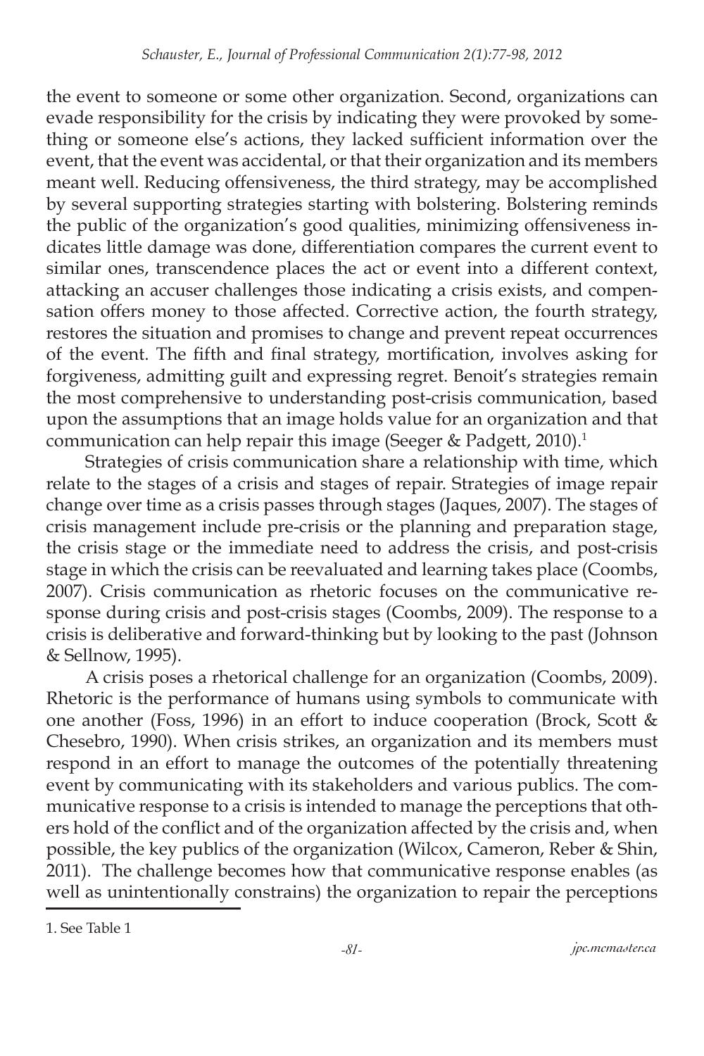the event to someone or some other organization. Second, organizations can evade responsibility for the crisis by indicating they were provoked by something or someone else's actions, they lacked sufficient information over the event, that the event was accidental, or that their organization and its members meant well. Reducing offensiveness, the third strategy, may be accomplished by several supporting strategies starting with bolstering. Bolstering reminds the public of the organization's good qualities, minimizing offensiveness indicates little damage was done, differentiation compares the current event to similar ones, transcendence places the act or event into a different context, attacking an accuser challenges those indicating a crisis exists, and compensation offers money to those affected. Corrective action, the fourth strategy, restores the situation and promises to change and prevent repeat occurrences of the event. The fifth and final strategy, mortification, involves asking for forgiveness, admitting guilt and expressing regret. Benoit's strategies remain the most comprehensive to understanding post-crisis communication, based upon the assumptions that an image holds value for an organization and that communication can help repair this image (Seeger & Padgett, 2010).[1]

Strategies of crisis communication share a relationship with time, which relate to the stages of a crisis and stages of repair. Strategies of image repair change over time as a crisis passes through stages (Jaques, 2007). The stages of crisis management include pre-crisis or the planning and preparation stage, the crisis stage or the immediate need to address the crisis, and post-crisis stage in which the crisis can be reevaluated and learning takes place (Coombs, 2007). Crisis communication as rhetoric focuses on the communicative response during crisis and post-crisis stages (Coombs, 2009). The response to a crisis is deliberative and forward-thinking but by looking to the past (Johnson & Sellnow, 1995).

A crisis poses a rhetorical challenge for an organization (Coombs, 2009). Rhetoric is the performance of humans using symbols to communicate with one another (Foss, 1996) in an effort to induce cooperation (Brock, Scott & Chesebro, 1990). When crisis strikes, an organization and its members must respond in an effort to manage the outcomes of the potentially threatening event by communicating with its stakeholders and various publics. The communicative response to a crisis is intended to manage the perceptions that others hold of the conflict and of the organization affected by the crisis and, when possible, the key publics of the organization (Wilcox, Cameron, Reber & Shin, 2011). The challenge becomes how that communicative response enables (as well as unintentionally constrains) the organization to repair the perceptions

1. See Table 1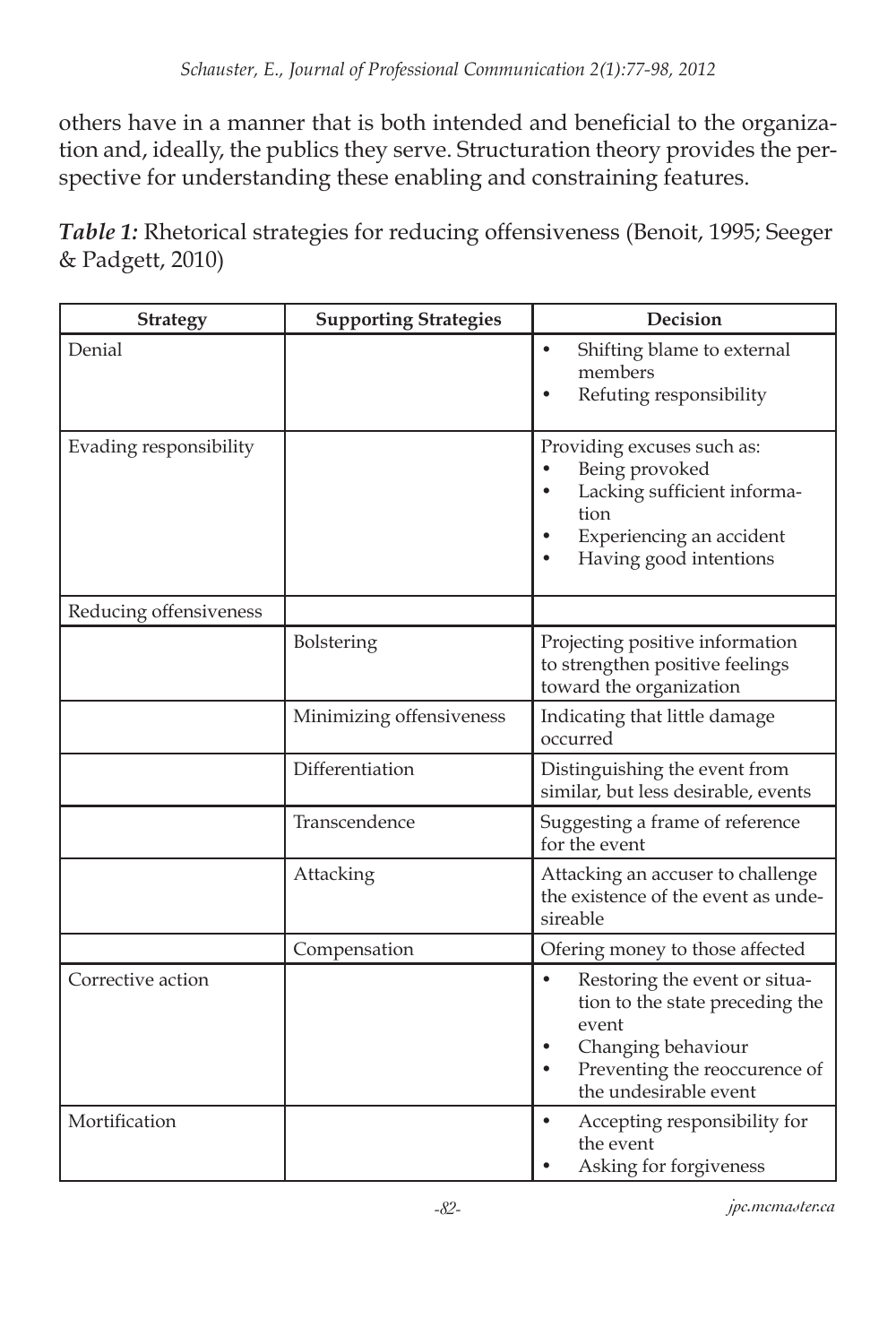others have in a manner that is both intended and beneficial to the organization and, ideally, the publics they serve. Structuration theory provides the perspective for understanding these enabling and constraining features.

***Table 1:*** Rhetorical strategies for reducing offensiveness (Benoit, 1995; Seeger & Padgett, 2010)

| Strategy | Supporting Strategies | Decision |
|---|---|---|
| Denial | | • Shifting blame to external members<br>• Refuting responsibility |
| Evading responsibility | | Providing excuses such as:<br>• Being provoked<br>• Lacking sufficient information<br>• Experiencing an accident<br>• Having good intentions |
| Reducing offensiveness | | |
| | Bolstering | Projecting positive information to strengthen positive feelings toward the organization |
| | Minimizing offensiveness | Indicating that little damage occurred |
| | Differentiation | Distinguishing the event from similar, but less desirable, events |
| | Transcendence | Suggesting a frame of reference for the event |
| | Attacking | Attacking an accuser to challenge the existence of the event as undesireable |
| | Compensation | Ofering money to those affected |
| Corrective action | | • Restoring the event or situation to the state preceding the event<br>• Changing behaviour<br>• Preventing the reoccurence of the undesirable event |
| Mortification | | • Accepting responsibility for the event<br>• Asking for forgiveness |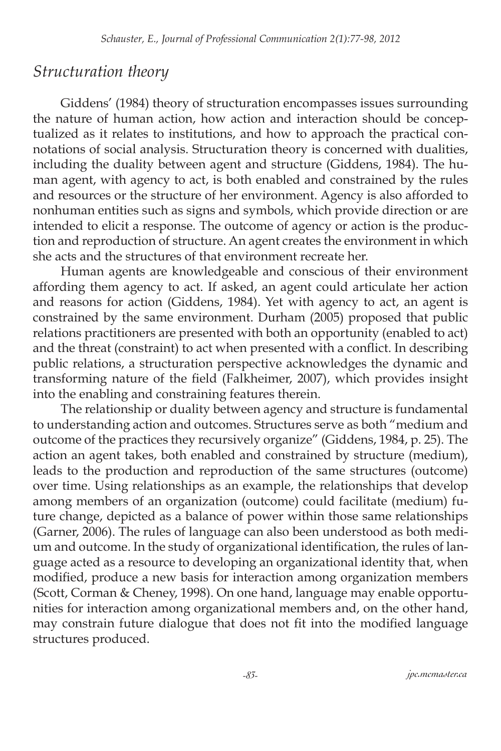## *Structuration theory*

Giddens' (1984) theory of structuration encompasses issues surrounding the nature of human action, how action and interaction should be conceptualized as it relates to institutions, and how to approach the practical connotations of social analysis. Structuration theory is concerned with dualities, including the duality between agent and structure (Giddens, 1984). The human agent, with agency to act, is both enabled and constrained by the rules and resources or the structure of her environment. Agency is also afforded to nonhuman entities such as signs and symbols, which provide direction or are intended to elicit a response. The outcome of agency or action is the production and reproduction of structure. An agent creates the environment in which she acts and the structures of that environment recreate her.

Human agents are knowledgeable and conscious of their environment affording them agency to act. If asked, an agent could articulate her action and reasons for action (Giddens, 1984). Yet with agency to act, an agent is constrained by the same environment. Durham (2005) proposed that public relations practitioners are presented with both an opportunity (enabled to act) and the threat (constraint) to act when presented with a conflict. In describing public relations, a structuration perspective acknowledges the dynamic and transforming nature of the field (Falkheimer, 2007), which provides insight into the enabling and constraining features therein.

The relationship or duality between agency and structure is fundamental to understanding action and outcomes. Structures serve as both "medium and outcome of the practices they recursively organize" (Giddens, 1984, p. 25). The action an agent takes, both enabled and constrained by structure (medium), leads to the production and reproduction of the same structures (outcome) over time. Using relationships as an example, the relationships that develop among members of an organization (outcome) could facilitate (medium) future change, depicted as a balance of power within those same relationships (Garner, 2006). The rules of language can also been understood as both medium and outcome. In the study of organizational identification, the rules of language acted as a resource to developing an organizational identity that, when modified, produce a new basis for interaction among organization members (Scott, Corman & Cheney, 1998). On one hand, language may enable opportunities for interaction among organizational members and, on the other hand, may constrain future dialogue that does not fit into the modified language structures produced.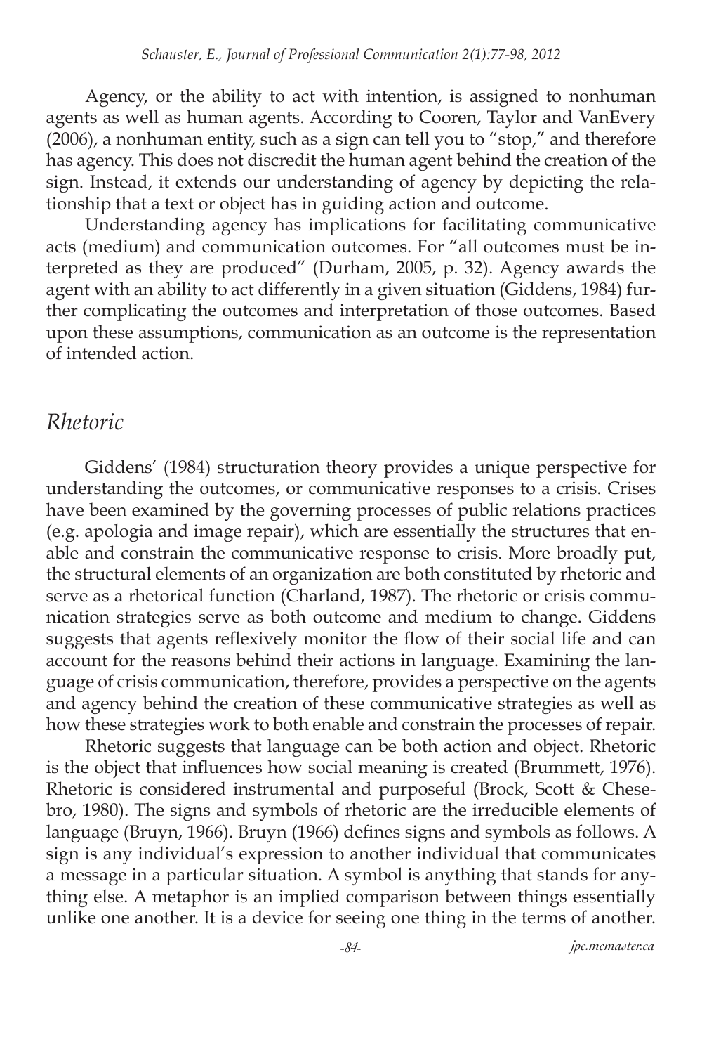Agency, or the ability to act with intention, is assigned to nonhuman agents as well as human agents. According to Cooren, Taylor and VanEvery (2006), a nonhuman entity, such as a sign can tell you to "stop," and therefore has agency. This does not discredit the human agent behind the creation of the sign. Instead, it extends our understanding of agency by depicting the relationship that a text or object has in guiding action and outcome.

Understanding agency has implications for facilitating communicative acts (medium) and communication outcomes. For "all outcomes must be interpreted as they are produced" (Durham, 2005, p. 32). Agency awards the agent with an ability to act differently in a given situation (Giddens, 1984) further complicating the outcomes and interpretation of those outcomes. Based upon these assumptions, communication as an outcome is the representation of intended action.

## *Rhetoric*

Giddens' (1984) structuration theory provides a unique perspective for understanding the outcomes, or communicative responses to a crisis. Crises have been examined by the governing processes of public relations practices (e.g. apologia and image repair), which are essentially the structures that enable and constrain the communicative response to crisis. More broadly put, the structural elements of an organization are both constituted by rhetoric and serve as a rhetorical function (Charland, 1987). The rhetoric or crisis communication strategies serve as both outcome and medium to change. Giddens suggests that agents reflexively monitor the flow of their social life and can account for the reasons behind their actions in language. Examining the language of crisis communication, therefore, provides a perspective on the agents and agency behind the creation of these communicative strategies as well as how these strategies work to both enable and constrain the processes of repair.

Rhetoric suggests that language can be both action and object. Rhetoric is the object that influences how social meaning is created (Brummett, 1976). Rhetoric is considered instrumental and purposeful (Brock, Scott & Chesebro, 1980). The signs and symbols of rhetoric are the irreducible elements of language (Bruyn, 1966). Bruyn (1966) defines signs and symbols as follows. A sign is any individual's expression to another individual that communicates a message in a particular situation. A symbol is anything that stands for anything else. A metaphor is an implied comparison between things essentially unlike one another. It is a device for seeing one thing in the terms of another.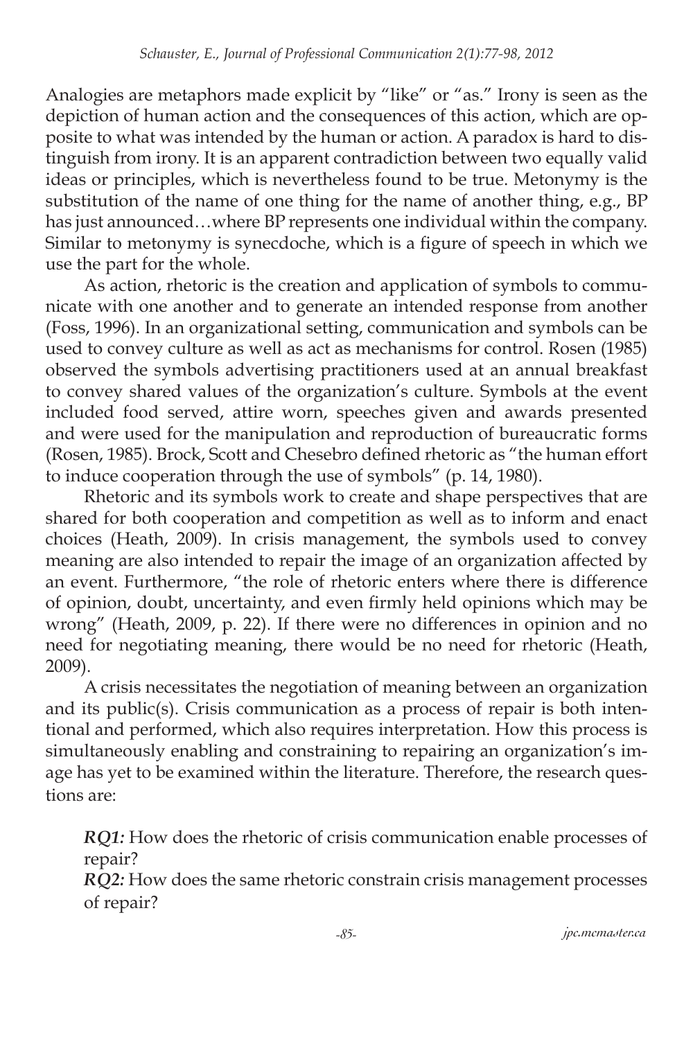Analogies are metaphors made explicit by "like" or "as." Irony is seen as the depiction of human action and the consequences of this action, which are opposite to what was intended by the human or action. A paradox is hard to distinguish from irony. It is an apparent contradiction between two equally valid ideas or principles, which is nevertheless found to be true. Metonymy is the substitution of the name of one thing for the name of another thing, e.g., BP has just announced…where BP represents one individual within the company. Similar to metonymy is synecdoche, which is a figure of speech in which we use the part for the whole.

As action, rhetoric is the creation and application of symbols to communicate with one another and to generate an intended response from another (Foss, 1996). In an organizational setting, communication and symbols can be used to convey culture as well as act as mechanisms for control. Rosen (1985) observed the symbols advertising practitioners used at an annual breakfast to convey shared values of the organization's culture. Symbols at the event included food served, attire worn, speeches given and awards presented and were used for the manipulation and reproduction of bureaucratic forms (Rosen, 1985). Brock, Scott and Chesebro defined rhetoric as "the human effort to induce cooperation through the use of symbols" (p. 14, 1980).

Rhetoric and its symbols work to create and shape perspectives that are shared for both cooperation and competition as well as to inform and enact choices (Heath, 2009). In crisis management, the symbols used to convey meaning are also intended to repair the image of an organization affected by an event. Furthermore, "the role of rhetoric enters where there is difference of opinion, doubt, uncertainty, and even firmly held opinions which may be wrong" (Heath, 2009, p. 22). If there were no differences in opinion and no need for negotiating meaning, there would be no need for rhetoric (Heath, 2009).

A crisis necessitates the negotiation of meaning between an organization and its public(s). Crisis communication as a process of repair is both intentional and performed, which also requires interpretation. How this process is simultaneously enabling and constraining to repairing an organization's image has yet to be examined within the literature. Therefore, the research questions are:

> ***RQ1:*** How does the rhetoric of crisis communication enable processes of repair?
>
> ***RQ2:*** How does the same rhetoric constrain crisis management processes of repair?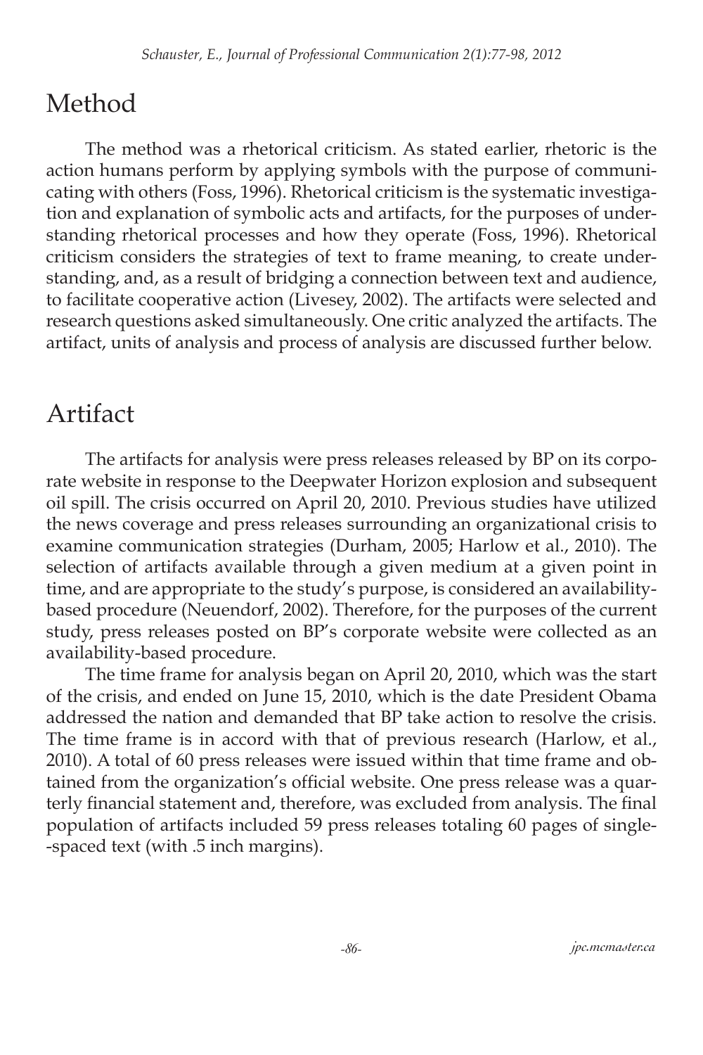## Method

The method was a rhetorical criticism. As stated earlier, rhetoric is the action humans perform by applying symbols with the purpose of communicating with others (Foss, 1996). Rhetorical criticism is the systematic investigation and explanation of symbolic acts and artifacts, for the purposes of understanding rhetorical processes and how they operate (Foss, 1996). Rhetorical criticism considers the strategies of text to frame meaning, to create understanding, and, as a result of bridging a connection between text and audience, to facilitate cooperative action (Livesey, 2002). The artifacts were selected and research questions asked simultaneously. One critic analyzed the artifacts. The artifact, units of analysis and process of analysis are discussed further below.

## Artifact

The artifacts for analysis were press releases released by BP on its corporate website in response to the Deepwater Horizon explosion and subsequent oil spill. The crisis occurred on April 20, 2010. Previous studies have utilized the news coverage and press releases surrounding an organizational crisis to examine communication strategies (Durham, 2005; Harlow et al., 2010). The selection of artifacts available through a given medium at a given point in time, and are appropriate to the study's purpose, is considered an availability-based procedure (Neuendorf, 2002). Therefore, for the purposes of the current study, press releases posted on BP's corporate website were collected as an availability-based procedure.

The time frame for analysis began on April 20, 2010, which was the start of the crisis, and ended on June 15, 2010, which is the date President Obama addressed the nation and demanded that BP take action to resolve the crisis. The time frame is in accord with that of previous research (Harlow, et al., 2010). A total of 60 press releases were issued within that time frame and obtained from the organization's official website. One press release was a quarterly financial statement and, therefore, was excluded from analysis. The final population of artifacts included 59 press releases totaling 60 pages of single-spaced text (with .5 inch margins).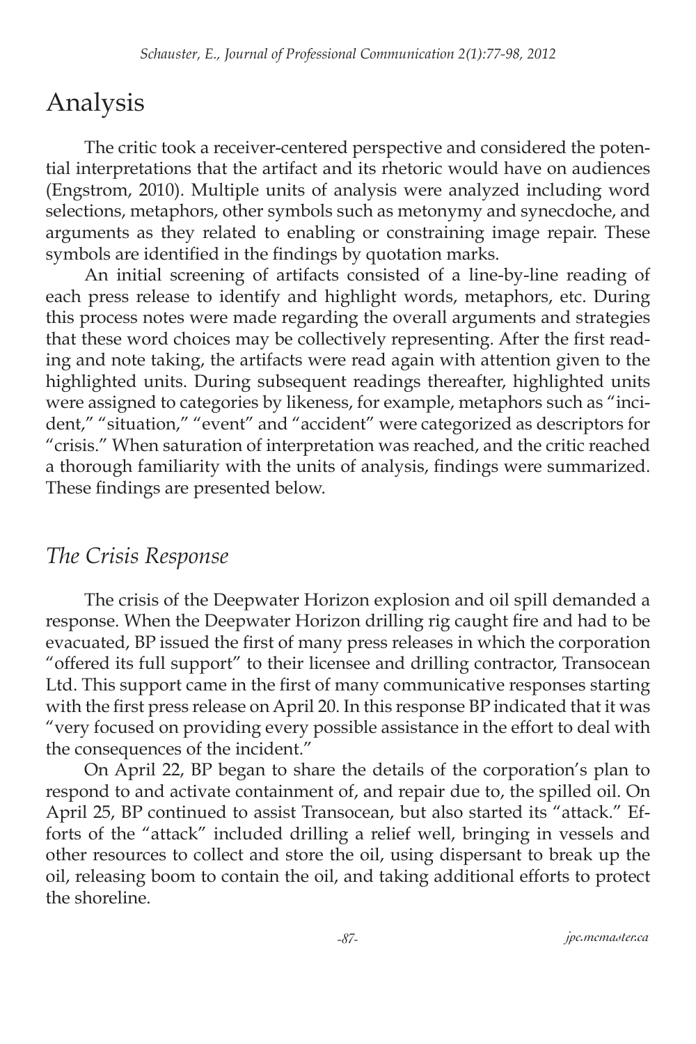## Analysis

The critic took a receiver-centered perspective and considered the potential interpretations that the artifact and its rhetoric would have on audiences (Engstrom, 2010). Multiple units of analysis were analyzed including word selections, metaphors, other symbols such as metonymy and synecdoche, and arguments as they related to enabling or constraining image repair. These symbols are identified in the findings by quotation marks.

An initial screening of artifacts consisted of a line-by-line reading of each press release to identify and highlight words, metaphors, etc. During this process notes were made regarding the overall arguments and strategies that these word choices may be collectively representing. After the first reading and note taking, the artifacts were read again with attention given to the highlighted units. During subsequent readings thereafter, highlighted units were assigned to categories by likeness, for example, metaphors such as "incident," "situation," "event" and "accident" were categorized as descriptors for "crisis." When saturation of interpretation was reached, and the critic reached a thorough familiarity with the units of analysis, findings were summarized. These findings are presented below.

### *The Crisis Response*

The crisis of the Deepwater Horizon explosion and oil spill demanded a response. When the Deepwater Horizon drilling rig caught fire and had to be evacuated, BP issued the first of many press releases in which the corporation "offered its full support" to their licensee and drilling contractor, Transocean Ltd. This support came in the first of many communicative responses starting with the first press release on April 20. In this response BP indicated that it was "very focused on providing every possible assistance in the effort to deal with the consequences of the incident."

On April 22, BP began to share the details of the corporation's plan to respond to and activate containment of, and repair due to, the spilled oil. On April 25, BP continued to assist Transocean, but also started its "attack." Efforts of the "attack" included drilling a relief well, bringing in vessels and other resources to collect and store the oil, using dispersant to break up the oil, releasing boom to contain the oil, and taking additional efforts to protect the shoreline.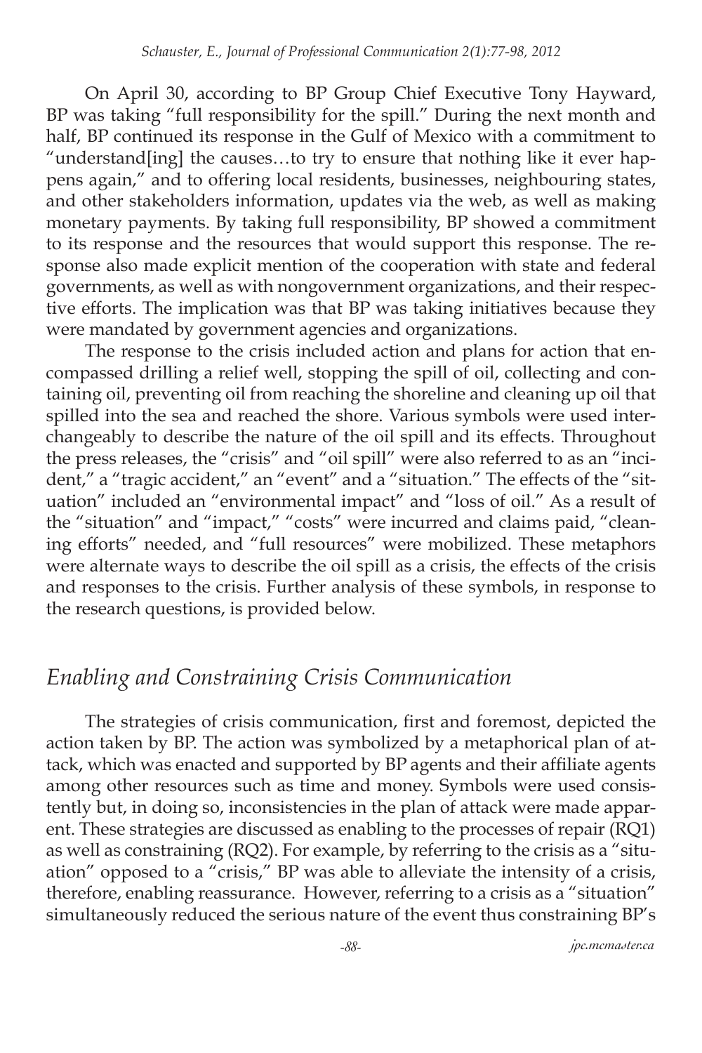On April 30, according to BP Group Chief Executive Tony Hayward, BP was taking "full responsibility for the spill." During the next month and half, BP continued its response in the Gulf of Mexico with a commitment to "understand[ing] the causes…to try to ensure that nothing like it ever happens again," and to offering local residents, businesses, neighbouring states, and other stakeholders information, updates via the web, as well as making monetary payments. By taking full responsibility, BP showed a commitment to its response and the resources that would support this response. The response also made explicit mention of the cooperation with state and federal governments, as well as with nongovernment organizations, and their respective efforts. The implication was that BP was taking initiatives because they were mandated by government agencies and organizations.

The response to the crisis included action and plans for action that encompassed drilling a relief well, stopping the spill of oil, collecting and containing oil, preventing oil from reaching the shoreline and cleaning up oil that spilled into the sea and reached the shore. Various symbols were used interchangeably to describe the nature of the oil spill and its effects. Throughout the press releases, the "crisis" and "oil spill" were also referred to as an "incident," a "tragic accident," an "event" and a "situation." The effects of the "situation" included an "environmental impact" and "loss of oil." As a result of the "situation" and "impact," "costs" were incurred and claims paid, "cleaning efforts" needed, and "full resources" were mobilized. These metaphors were alternate ways to describe the oil spill as a crisis, the effects of the crisis and responses to the crisis. Further analysis of these symbols, in response to the research questions, is provided below.

## *Enabling and Constraining Crisis Communication*

The strategies of crisis communication, first and foremost, depicted the action taken by BP. The action was symbolized by a metaphorical plan of attack, which was enacted and supported by BP agents and their affiliate agents among other resources such as time and money. Symbols were used consistently but, in doing so, inconsistencies in the plan of attack were made apparent. These strategies are discussed as enabling to the processes of repair (RQ1) as well as constraining (RQ2). For example, by referring to the crisis as a "situation" opposed to a "crisis," BP was able to alleviate the intensity of a crisis, therefore, enabling reassurance. However, referring to a crisis as a "situation" simultaneously reduced the serious nature of the event thus constraining BP's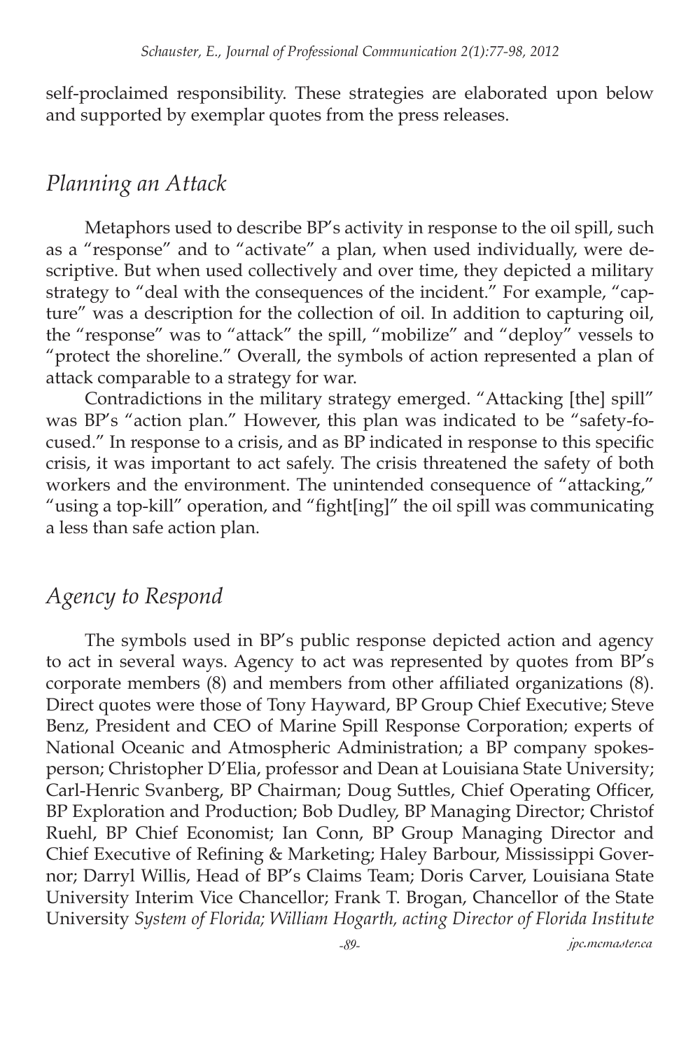self-proclaimed responsibility. These strategies are elaborated upon below and supported by exemplar quotes from the press releases.

## *Planning an Attack*

Metaphors used to describe BP's activity in response to the oil spill, such as a "response" and to "activate" a plan, when used individually, were descriptive. But when used collectively and over time, they depicted a military strategy to "deal with the consequences of the incident." For example, "capture" was a description for the collection of oil. In addition to capturing oil, the "response" was to "attack" the spill, "mobilize" and "deploy" vessels to "protect the shoreline." Overall, the symbols of action represented a plan of attack comparable to a strategy for war.

Contradictions in the military strategy emerged. "Attacking [the] spill" was BP's "action plan." However, this plan was indicated to be "safety-focused." In response to a crisis, and as BP indicated in response to this specific crisis, it was important to act safely. The crisis threatened the safety of both workers and the environment. The unintended consequence of "attacking," "using a top-kill" operation, and "fight[ing]" the oil spill was communicating a less than safe action plan.

## *Agency to Respond*

The symbols used in BP's public response depicted action and agency to act in several ways. Agency to act was represented by quotes from BP's corporate members (8) and members from other affiliated organizations (8). Direct quotes were those of Tony Hayward, BP Group Chief Executive; Steve Benz, President and CEO of Marine Spill Response Corporation; experts of National Oceanic and Atmospheric Administration; a BP company spokesperson; Christopher D'Elia, professor and Dean at Louisiana State University; Carl-Henric Svanberg, BP Chairman; Doug Suttles, Chief Operating Officer, BP Exploration and Production; Bob Dudley, BP Managing Director; Christof Ruehl, BP Chief Economist; Ian Conn, BP Group Managing Director and Chief Executive of Refining & Marketing; Haley Barbour, Mississippi Governor; Darryl Willis, Head of BP's Claims Team; Doris Carver, Louisiana State University Interim Vice Chancellor; Frank T. Brogan, Chancellor of the State University *System of Florida; William Hogarth, acting Director of Florida Institute*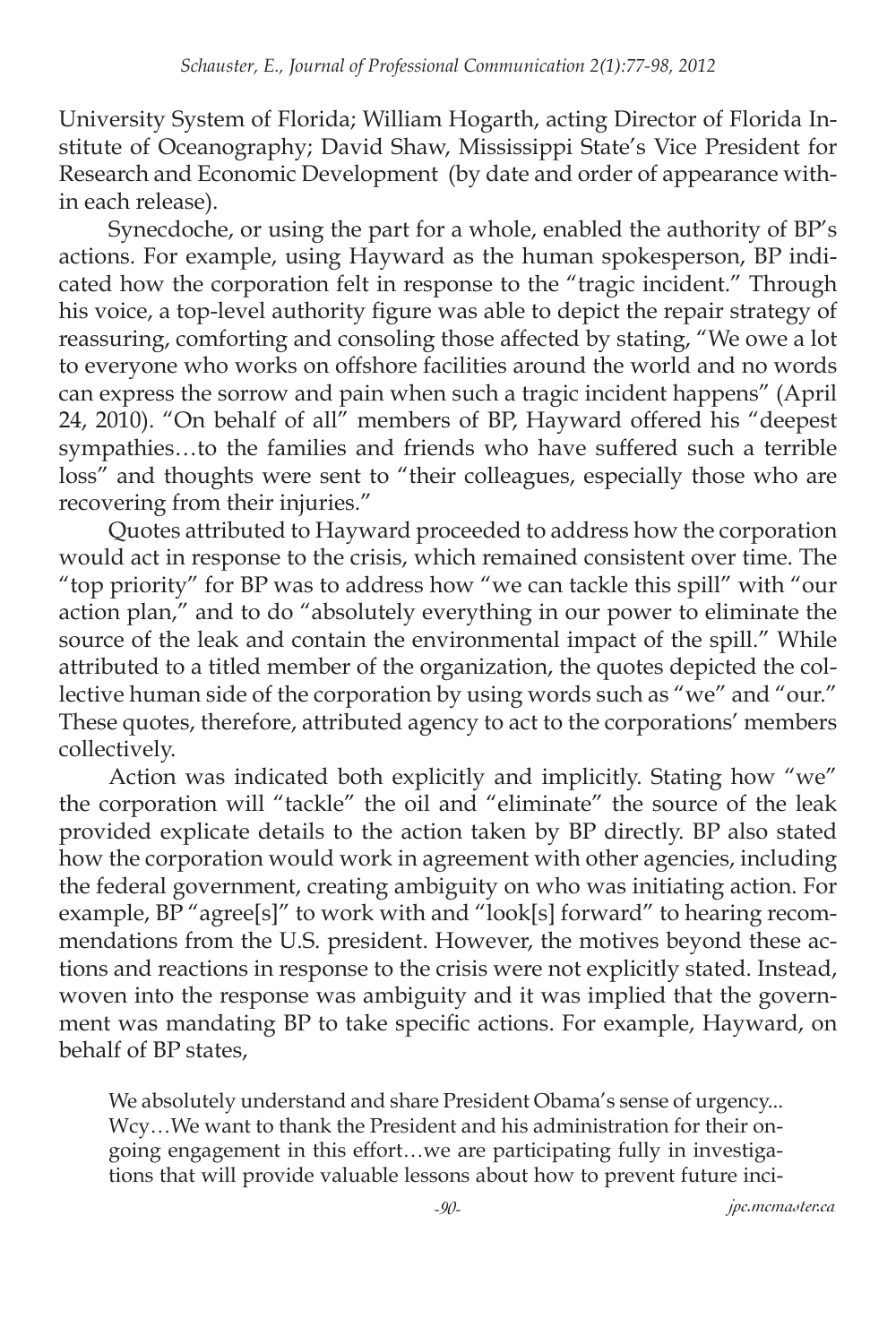University System of Florida; William Hogarth, acting Director of Florida Institute of Oceanography; David Shaw, Mississippi State's Vice President for Research and Economic Development (by date and order of appearance within each release).

Synecdoche, or using the part for a whole, enabled the authority of BP's actions. For example, using Hayward as the human spokesperson, BP indicated how the corporation felt in response to the "tragic incident." Through his voice, a top-level authority figure was able to depict the repair strategy of reassuring, comforting and consoling those affected by stating, "We owe a lot to everyone who works on offshore facilities around the world and no words can express the sorrow and pain when such a tragic incident happens" (April 24, 2010). "On behalf of all" members of BP, Hayward offered his "deepest sympathies…to the families and friends who have suffered such a terrible loss" and thoughts were sent to "their colleagues, especially those who are recovering from their injuries."

Quotes attributed to Hayward proceeded to address how the corporation would act in response to the crisis, which remained consistent over time. The "top priority" for BP was to address how "we can tackle this spill" with "our action plan," and to do "absolutely everything in our power to eliminate the source of the leak and contain the environmental impact of the spill." While attributed to a titled member of the organization, the quotes depicted the collective human side of the corporation by using words such as "we" and "our." These quotes, therefore, attributed agency to act to the corporations' members collectively.

Action was indicated both explicitly and implicitly. Stating how "we" the corporation will "tackle" the oil and "eliminate" the source of the leak provided explicate details to the action taken by BP directly. BP also stated how the corporation would work in agreement with other agencies, including the federal government, creating ambiguity on who was initiating action. For example, BP "agree[s]" to work with and "look[s] forward" to hearing recommendations from the U.S. president. However, the motives beyond these actions and reactions in response to the crisis were not explicitly stated. Instead, woven into the response was ambiguity and it was implied that the government was mandating BP to take specific actions. For example, Hayward, on behalf of BP states,

> We absolutely understand and share President Obama's sense of urgency... Wcy…We want to thank the President and his administration for their ongoing engagement in this effort…we are participating fully in investigations that will provide valuable lessons about how to prevent future inci-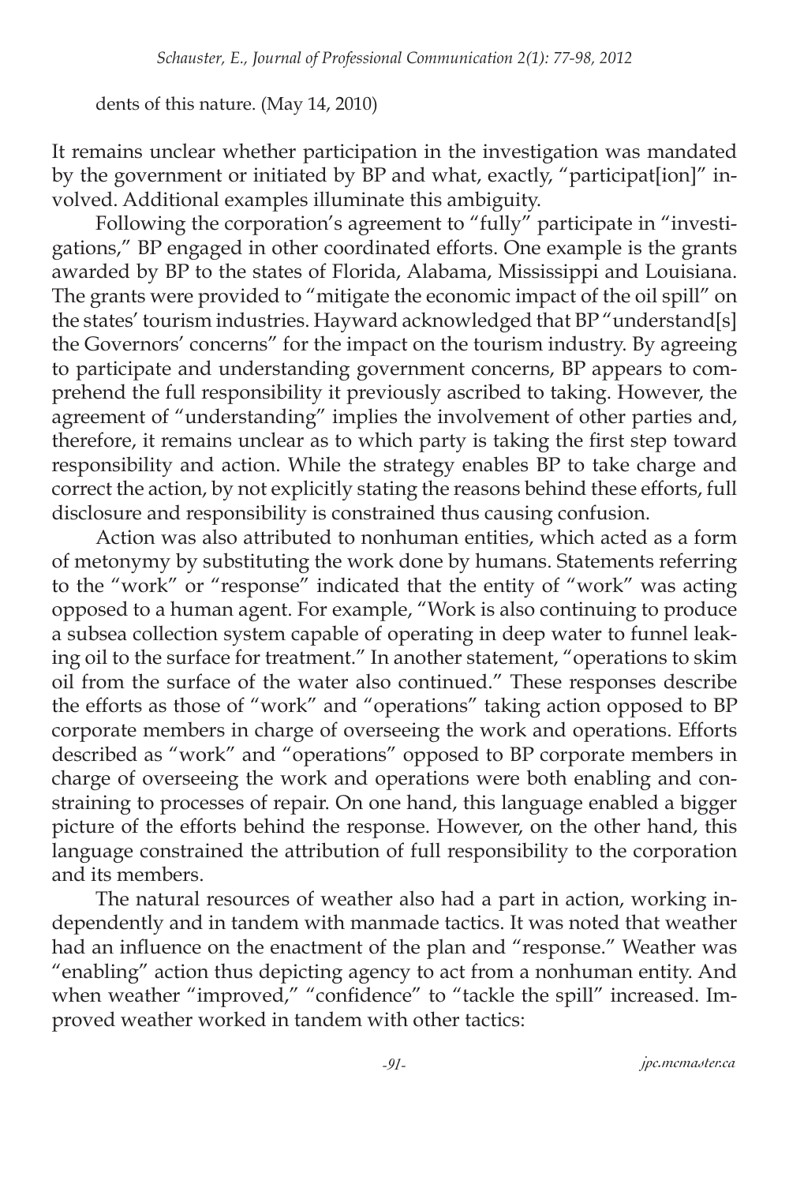dents of this nature. (May 14, 2010)

It remains unclear whether participation in the investigation was mandated by the government or initiated by BP and what, exactly, "participat[ion]" involved. Additional examples illuminate this ambiguity.

Following the corporation's agreement to "fully" participate in "investigations," BP engaged in other coordinated efforts. One example is the grants awarded by BP to the states of Florida, Alabama, Mississippi and Louisiana. The grants were provided to "mitigate the economic impact of the oil spill" on the states' tourism industries. Hayward acknowledged that BP "understand[s] the Governors' concerns" for the impact on the tourism industry. By agreeing to participate and understanding government concerns, BP appears to comprehend the full responsibility it previously ascribed to taking. However, the agreement of "understanding" implies the involvement of other parties and, therefore, it remains unclear as to which party is taking the first step toward responsibility and action. While the strategy enables BP to take charge and correct the action, by not explicitly stating the reasons behind these efforts, full disclosure and responsibility is constrained thus causing confusion.

Action was also attributed to nonhuman entities, which acted as a form of metonymy by substituting the work done by humans. Statements referring to the "work" or "response" indicated that the entity of "work" was acting opposed to a human agent. For example, "Work is also continuing to produce a subsea collection system capable of operating in deep water to funnel leaking oil to the surface for treatment." In another statement, "operations to skim oil from the surface of the water also continued." These responses describe the efforts as those of "work" and "operations" taking action opposed to BP corporate members in charge of overseeing the work and operations. Efforts described as "work" and "operations" opposed to BP corporate members in charge of overseeing the work and operations were both enabling and constraining to processes of repair. On one hand, this language enabled a bigger picture of the efforts behind the response. However, on the other hand, this language constrained the attribution of full responsibility to the corporation and its members.

The natural resources of weather also had a part in action, working independently and in tandem with manmade tactics. It was noted that weather had an influence on the enactment of the plan and "response." Weather was "enabling" action thus depicting agency to act from a nonhuman entity. And when weather "improved," "confidence" to "tackle the spill" increased. Improved weather worked in tandem with other tactics: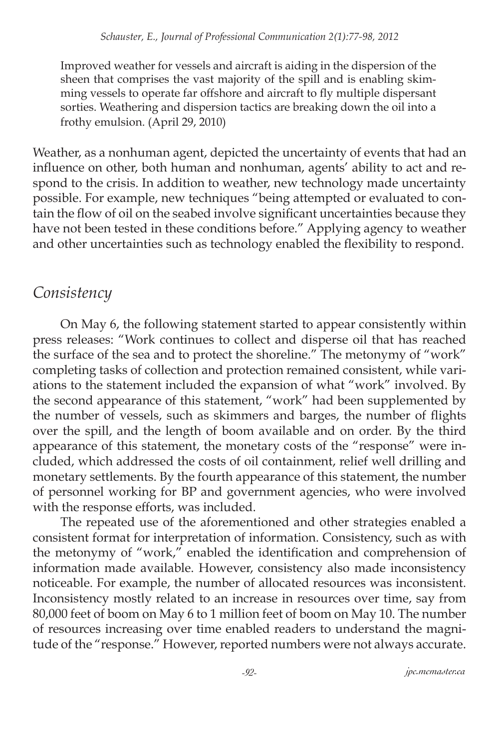> Improved weather for vessels and aircraft is aiding in the dispersion of the sheen that comprises the vast majority of the spill and is enabling skimming vessels to operate far offshore and aircraft to fly multiple dispersant sorties. Weathering and dispersion tactics are breaking down the oil into a frothy emulsion. (April 29, 2010)

Weather, as a nonhuman agent, depicted the uncertainty of events that had an influence on other, both human and nonhuman, agents' ability to act and respond to the crisis. In addition to weather, new technology made uncertainty possible. For example, new techniques "being attempted or evaluated to contain the flow of oil on the seabed involve significant uncertainties because they have not been tested in these conditions before." Applying agency to weather and other uncertainties such as technology enabled the flexibility to respond.

## *Consistency*

On May 6, the following statement started to appear consistently within press releases: "Work continues to collect and disperse oil that has reached the surface of the sea and to protect the shoreline." The metonymy of "work" completing tasks of collection and protection remained consistent, while variations to the statement included the expansion of what "work" involved. By the second appearance of this statement, "work" had been supplemented by the number of vessels, such as skimmers and barges, the number of flights over the spill, and the length of boom available and on order. By the third appearance of this statement, the monetary costs of the "response" were included, which addressed the costs of oil containment, relief well drilling and monetary settlements. By the fourth appearance of this statement, the number of personnel working for BP and government agencies, who were involved with the response efforts, was included.

The repeated use of the aforementioned and other strategies enabled a consistent format for interpretation of information. Consistency, such as with the metonymy of "work," enabled the identification and comprehension of information made available. However, consistency also made inconsistency noticeable. For example, the number of allocated resources was inconsistent. Inconsistency mostly related to an increase in resources over time, say from 80,000 feet of boom on May 6 to 1 million feet of boom on May 10. The number of resources increasing over time enabled readers to understand the magnitude of the "response." However, reported numbers were not always accurate.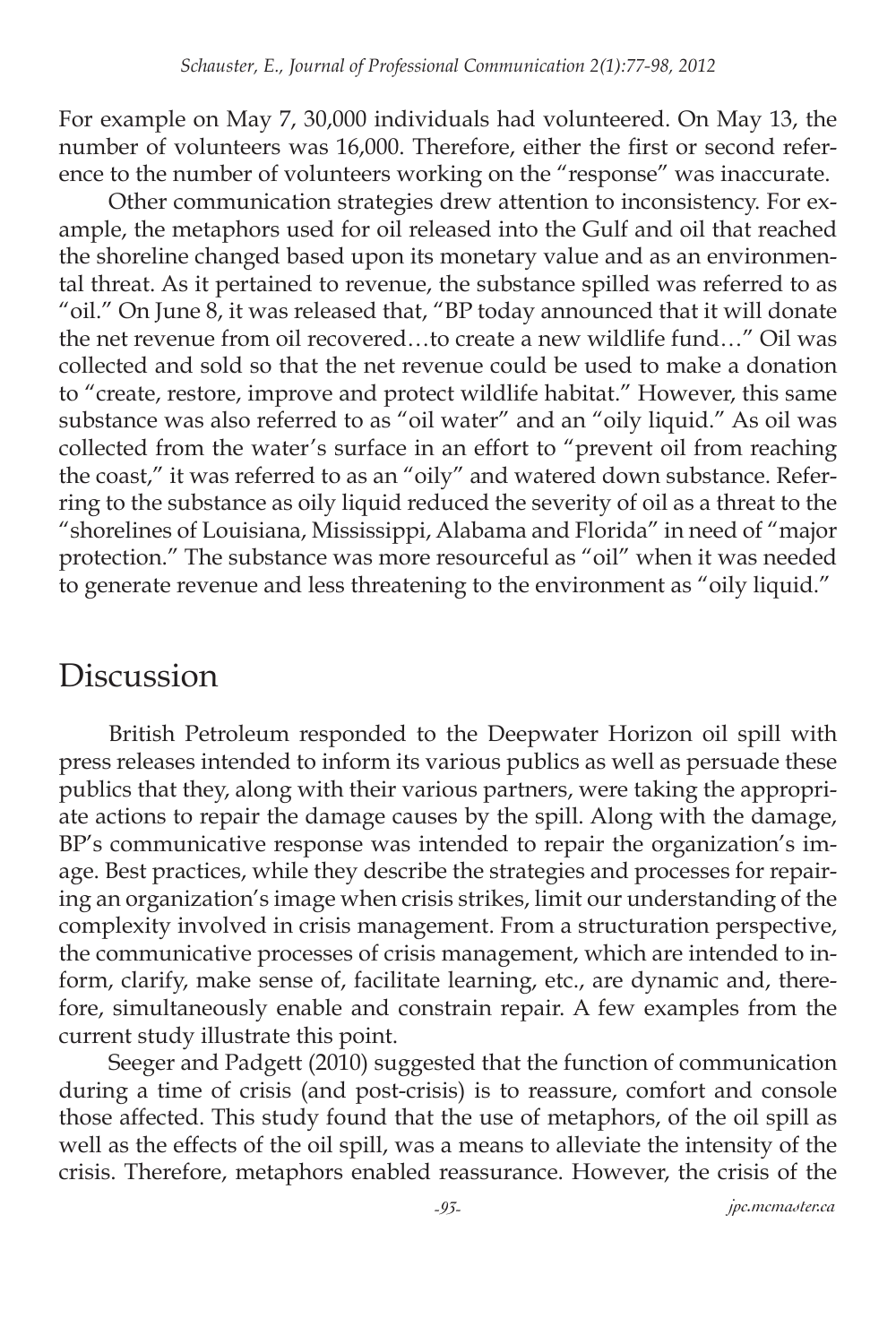For example on May 7, 30,000 individuals had volunteered. On May 13, the number of volunteers was 16,000. Therefore, either the first or second reference to the number of volunteers working on the "response" was inaccurate.

Other communication strategies drew attention to inconsistency. For example, the metaphors used for oil released into the Gulf and oil that reached the shoreline changed based upon its monetary value and as an environmental threat. As it pertained to revenue, the substance spilled was referred to as "oil." On June 8, it was released that, "BP today announced that it will donate the net revenue from oil recovered…to create a new wildlife fund…" Oil was collected and sold so that the net revenue could be used to make a donation to "create, restore, improve and protect wildlife habitat." However, this same substance was also referred to as "oil water" and an "oily liquid." As oil was collected from the water's surface in an effort to "prevent oil from reaching the coast," it was referred to as an "oily" and watered down substance. Referring to the substance as oily liquid reduced the severity of oil as a threat to the "shorelines of Louisiana, Mississippi, Alabama and Florida" in need of "major protection." The substance was more resourceful as "oil" when it was needed to generate revenue and less threatening to the environment as "oily liquid."

# Discussion

British Petroleum responded to the Deepwater Horizon oil spill with press releases intended to inform its various publics as well as persuade these publics that they, along with their various partners, were taking the appropriate actions to repair the damage causes by the spill. Along with the damage, BP's communicative response was intended to repair the organization's image. Best practices, while they describe the strategies and processes for repairing an organization's image when crisis strikes, limit our understanding of the complexity involved in crisis management. From a structuration perspective, the communicative processes of crisis management, which are intended to inform, clarify, make sense of, facilitate learning, etc., are dynamic and, therefore, simultaneously enable and constrain repair. A few examples from the current study illustrate this point.

Seeger and Padgett (2010) suggested that the function of communication during a time of crisis (and post-crisis) is to reassure, comfort and console those affected. This study found that the use of metaphors, of the oil spill as well as the effects of the oil spill, was a means to alleviate the intensity of the crisis. Therefore, metaphors enabled reassurance. However, the crisis of the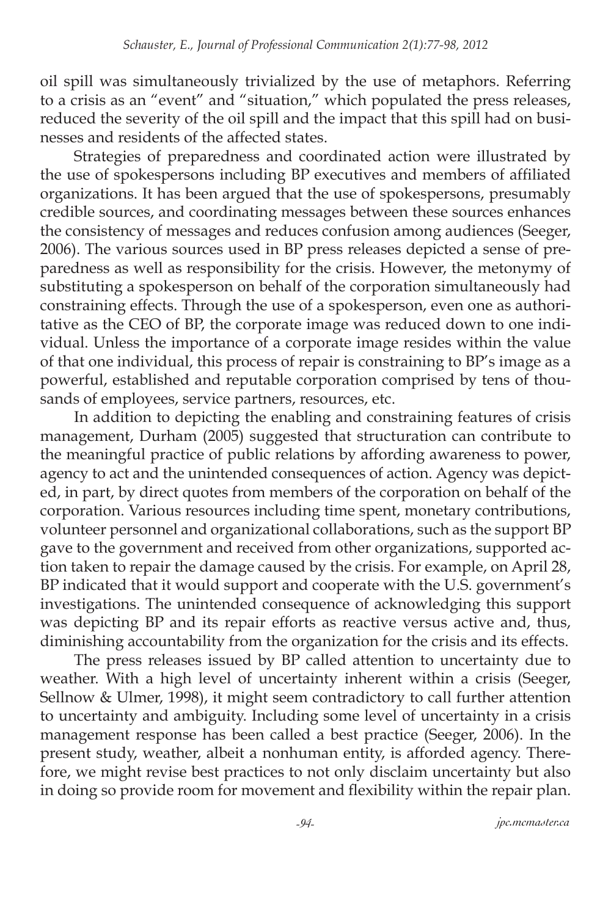oil spill was simultaneously trivialized by the use of metaphors. Referring to a crisis as an "event" and "situation," which populated the press releases, reduced the severity of the oil spill and the impact that this spill had on businesses and residents of the affected states.

Strategies of preparedness and coordinated action were illustrated by the use of spokespersons including BP executives and members of affiliated organizations. It has been argued that the use of spokespersons, presumably credible sources, and coordinating messages between these sources enhances the consistency of messages and reduces confusion among audiences (Seeger, 2006). The various sources used in BP press releases depicted a sense of preparedness as well as responsibility for the crisis. However, the metonymy of substituting a spokesperson on behalf of the corporation simultaneously had constraining effects. Through the use of a spokesperson, even one as authoritative as the CEO of BP, the corporate image was reduced down to one individual. Unless the importance of a corporate image resides within the value of that one individual, this process of repair is constraining to BP's image as a powerful, established and reputable corporation comprised by tens of thousands of employees, service partners, resources, etc.

In addition to depicting the enabling and constraining features of crisis management, Durham (2005) suggested that structuration can contribute to the meaningful practice of public relations by affording awareness to power, agency to act and the unintended consequences of action. Agency was depicted, in part, by direct quotes from members of the corporation on behalf of the corporation. Various resources including time spent, monetary contributions, volunteer personnel and organizational collaborations, such as the support BP gave to the government and received from other organizations, supported action taken to repair the damage caused by the crisis. For example, on April 28, BP indicated that it would support and cooperate with the U.S. government's investigations. The unintended consequence of acknowledging this support was depicting BP and its repair efforts as reactive versus active and, thus, diminishing accountability from the organization for the crisis and its effects.

The press releases issued by BP called attention to uncertainty due to weather. With a high level of uncertainty inherent within a crisis (Seeger, Sellnow & Ulmer, 1998), it might seem contradictory to call further attention to uncertainty and ambiguity. Including some level of uncertainty in a crisis management response has been called a best practice (Seeger, 2006). In the present study, weather, albeit a nonhuman entity, is afforded agency. Therefore, we might revise best practices to not only disclaim uncertainty but also in doing so provide room for movement and flexibility within the repair plan.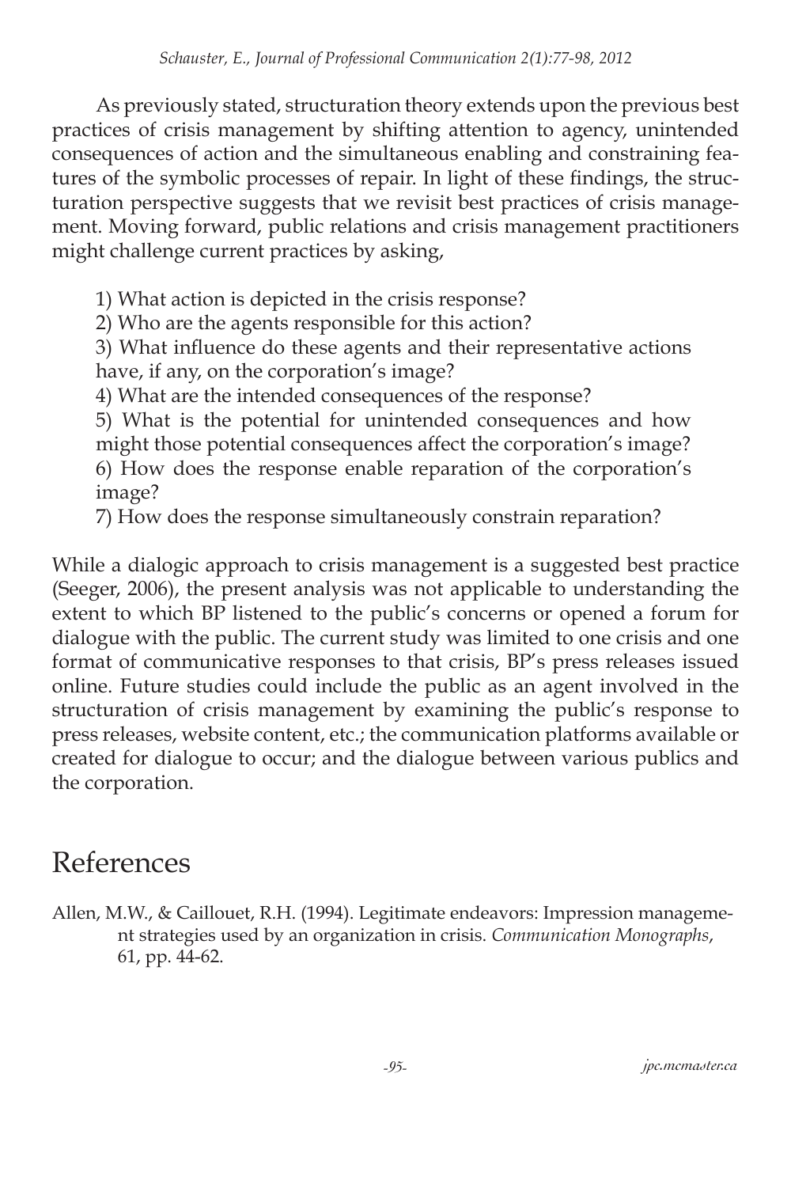As previously stated, structuration theory extends upon the previous best practices of crisis management by shifting attention to agency, unintended consequences of action and the simultaneous enabling and constraining features of the symbolic processes of repair. In light of these findings, the structuration perspective suggests that we revisit best practices of crisis management. Moving forward, public relations and crisis management practitioners might challenge current practices by asking,

1) What action is depicted in the crisis response?
2) Who are the agents responsible for this action?
3) What influence do these agents and their representative actions have, if any, on the corporation's image?
4) What are the intended consequences of the response?
5) What is the potential for unintended consequences and how might those potential consequences affect the corporation's image?
6) How does the response enable reparation of the corporation's image?
7) How does the response simultaneously constrain reparation?

While a dialogic approach to crisis management is a suggested best practice (Seeger, 2006), the present analysis was not applicable to understanding the extent to which BP listened to the public's concerns or opened a forum for dialogue with the public. The current study was limited to one crisis and one format of communicative responses to that crisis, BP's press releases issued online. Future studies could include the public as an agent involved in the structuration of crisis management by examining the public's response to press releases, website content, etc.; the communication platforms available or created for dialogue to occur; and the dialogue between various publics and the corporation.

# References

Allen, M.W., & Caillouet, R.H. (1994). Legitimate endeavors: Impression management strategies used by an organization in crisis. *Communication Monographs*, 61, pp. 44-62.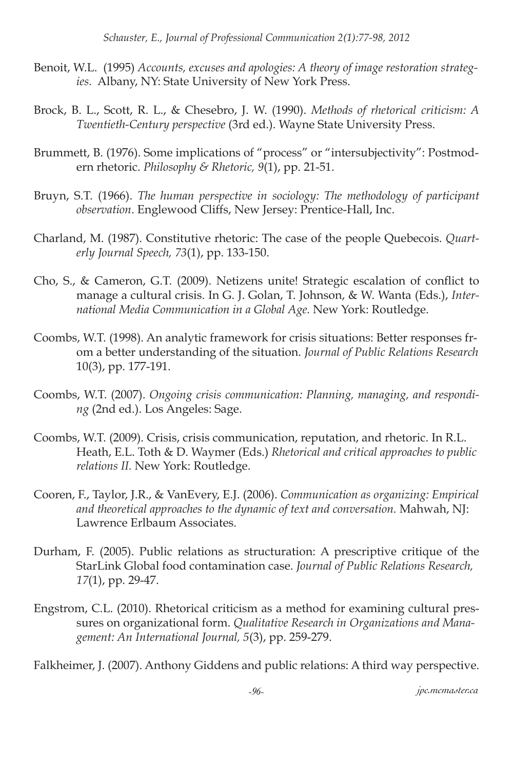Benoit, W.L. (1995) *Accounts, excuses and apologies: A theory of image restoration strategies.* Albany, NY: State University of New York Press.

Brock, B. L., Scott, R. L., & Chesebro, J. W. (1990). *Methods of rhetorical criticism: A Twentieth-Century perspective* (3rd ed.). Wayne State University Press.

Brummett, B. (1976). Some implications of "process" or "intersubjectivity": Postmodern rhetoric. *Philosophy & Rhetoric, 9*(1), pp. 21-51.

Bruyn, S.T. (1966). *The human perspective in sociology: The methodology of participant observation*. Englewood Cliffs, New Jersey: Prentice-Hall, Inc.

Charland, M. (1987). Constitutive rhetoric: The case of the people Quebecois. *Quarterly Journal Speech, 73*(1), pp. 133-150.

Cho, S., & Cameron, G.T. (2009). Netizens unite! Strategic escalation of conflict to manage a cultural crisis. In G. J. Golan, T. Johnson, & W. Wanta (Eds.), *International Media Communication in a Global Age.* New York: Routledge.

Coombs, W.T. (1998). An analytic framework for crisis situations: Better responses from a better understanding of the situation. *Journal of Public Relations Research* 10(3), pp. 177-191.

Coombs, W.T. (2007). *Ongoing crisis communication: Planning, managing, and responding* (2nd ed.). Los Angeles: Sage.

Coombs, W.T. (2009). Crisis, crisis communication, reputation, and rhetoric. In R.L. Heath, E.L. Toth & D. Waymer (Eds.) *Rhetorical and critical approaches to public relations II.* New York: Routledge.

Cooren, F., Taylor, J.R., & VanEvery, E.J. (2006). *Communication as organizing: Empirical and theoretical approaches to the dynamic of text and conversation.* Mahwah, NJ: Lawrence Erlbaum Associates.

Durham, F. (2005). Public relations as structuration: A prescriptive critique of the StarLink Global food contamination case. *Journal of Public Relations Research, 17*(1), pp. 29-47.

Engstrom, C.L. (2010). Rhetorical criticism as a method for examining cultural pressures on organizational form. *Qualitative Research in Organizations and Management: An International Journal, 5*(3), pp. 259-279.

Falkheimer, J. (2007). Anthony Giddens and public relations: A third way perspective.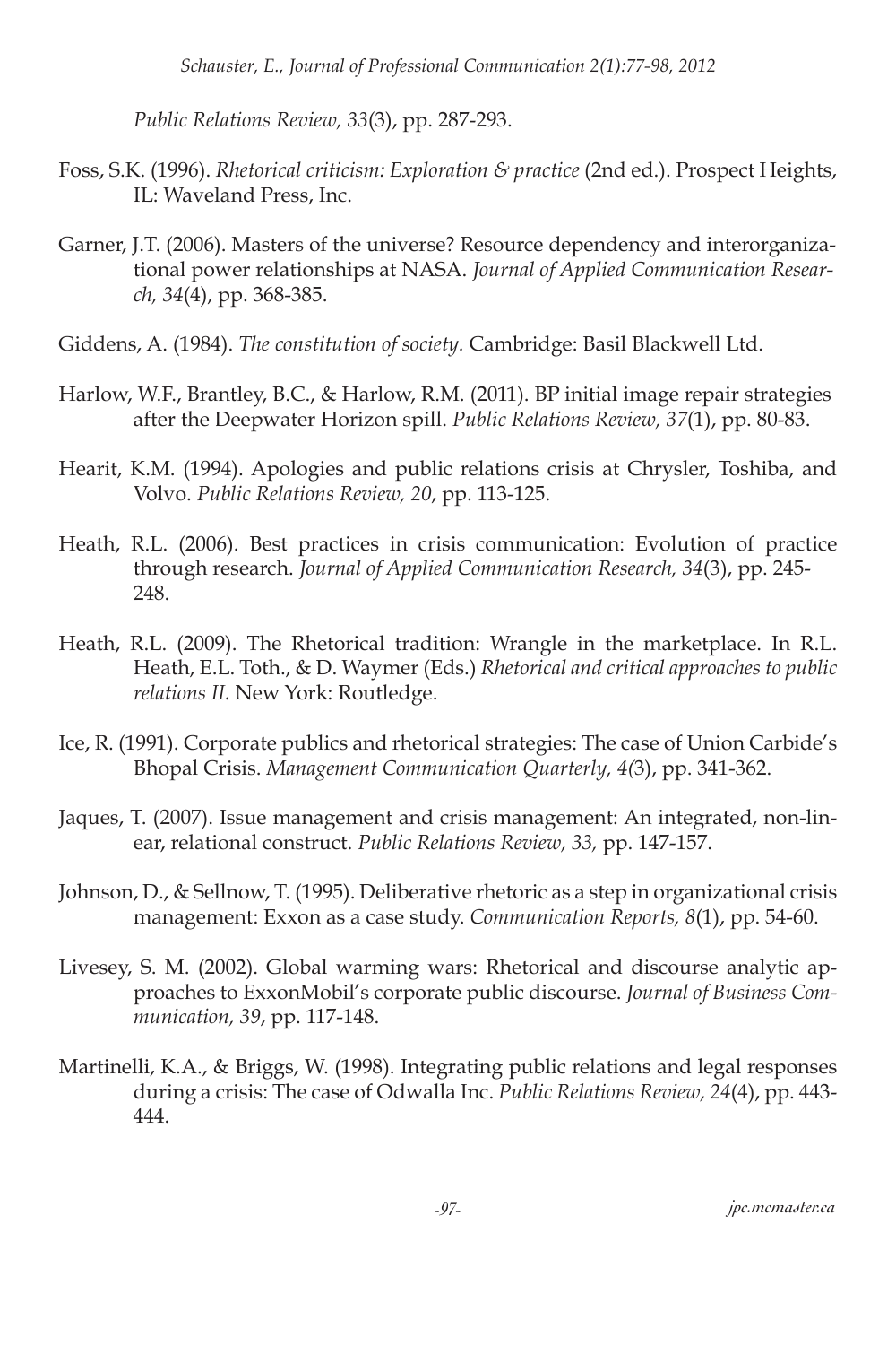*Public Relations Review, 33*(3), pp. 287-293.

Foss, S.K. (1996). *Rhetorical criticism: Exploration & practice* (2nd ed.). Prospect Heights, IL: Waveland Press, Inc.

Garner, J.T. (2006). Masters of the universe? Resource dependency and interorganizational power relationships at NASA. *Journal of Applied Communication Research, 34*(4), pp. 368-385.

Giddens, A. (1984). *The constitution of society.* Cambridge: Basil Blackwell Ltd.

Harlow, W.F., Brantley, B.C., & Harlow, R.M. (2011). BP initial image repair strategies after the Deepwater Horizon spill. *Public Relations Review, 37*(1), pp. 80-83.

Hearit, K.M. (1994). Apologies and public relations crisis at Chrysler, Toshiba, and Volvo. *Public Relations Review, 20*, pp. 113-125.

Heath, R.L. (2006). Best practices in crisis communication: Evolution of practice through research. *Journal of Applied Communication Research, 34*(3), pp. 245-248.

Heath, R.L. (2009). The Rhetorical tradition: Wrangle in the marketplace. In R.L. Heath, E.L. Toth., & D. Waymer (Eds.) *Rhetorical and critical approaches to public relations II.* New York: Routledge.

Ice, R. (1991). Corporate publics and rhetorical strategies: The case of Union Carbide's Bhopal Crisis. *Management Communication Quarterly, 4(*3), pp. 341-362.

Jaques, T. (2007). Issue management and crisis management: An integrated, non-linear, relational construct. *Public Relations Review, 33,* pp. 147-157.

Johnson, D., & Sellnow, T. (1995). Deliberative rhetoric as a step in organizational crisis management: Exxon as a case study. *Communication Reports, 8*(1), pp. 54-60.

Livesey, S. M. (2002). Global warming wars: Rhetorical and discourse analytic approaches to ExxonMobil's corporate public discourse. *Journal of Business Communication, 39*, pp. 117-148.

Martinelli, K.A., & Briggs, W. (1998). Integrating public relations and legal responses during a crisis: The case of Odwalla Inc. *Public Relations Review, 24*(4), pp. 443-444.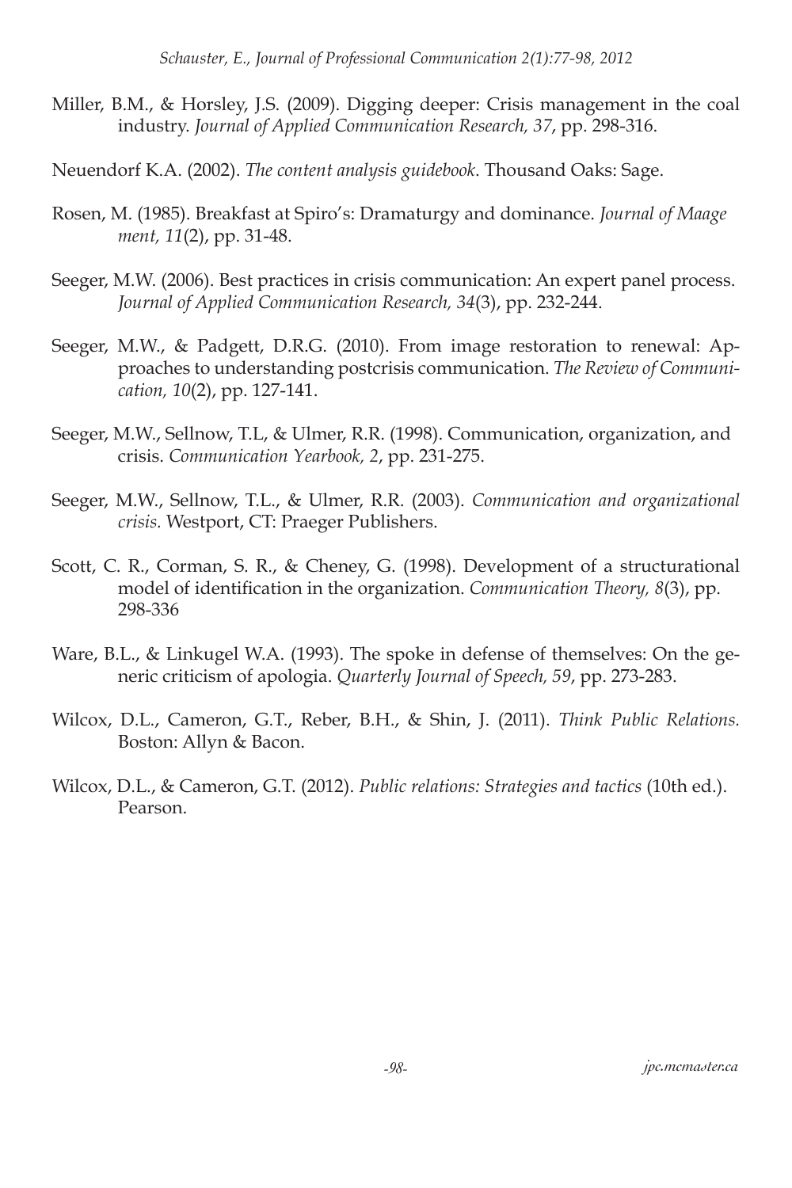Miller, B.M., & Horsley, J.S. (2009). Digging deeper: Crisis management in the coal industry. *Journal of Applied Communication Research, 37*, pp. 298-316.

Neuendorf K.A. (2002). *The content analysis guidebook*. Thousand Oaks: Sage.

Rosen, M. (1985). Breakfast at Spiro's: Dramaturgy and dominance. *Journal of Maage ment, 11*(2), pp. 31-48.

Seeger, M.W. (2006). Best practices in crisis communication: An expert panel process. *Journal of Applied Communication Research, 34*(3), pp. 232-244.

Seeger, M.W., & Padgett, D.R.G. (2010). From image restoration to renewal: Approaches to understanding postcrisis communication. *The Review of Communication, 10*(2), pp. 127-141.

Seeger, M.W., Sellnow, T.L, & Ulmer, R.R. (1998). Communication, organization, and crisis. *Communication Yearbook, 2*, pp. 231-275.

Seeger, M.W., Sellnow, T.L., & Ulmer, R.R. (2003). *Communication and organizational crisis.* Westport, CT: Praeger Publishers.

Scott, C. R., Corman, S. R., & Cheney, G. (1998). Development of a structurational model of identification in the organization. *Communication Theory, 8*(3), pp. 298-336

Ware, B.L., & Linkugel W.A. (1993). The spoke in defense of themselves: On the generic criticism of apologia. *Quarterly Journal of Speech, 59*, pp. 273-283.

Wilcox, D.L., Cameron, G.T., Reber, B.H., & Shin, J. (2011). *Think Public Relations.* Boston: Allyn & Bacon.

Wilcox, D.L., & Cameron, G.T. (2012). *Public relations: Strategies and tactics* (10th ed.). Pearson.